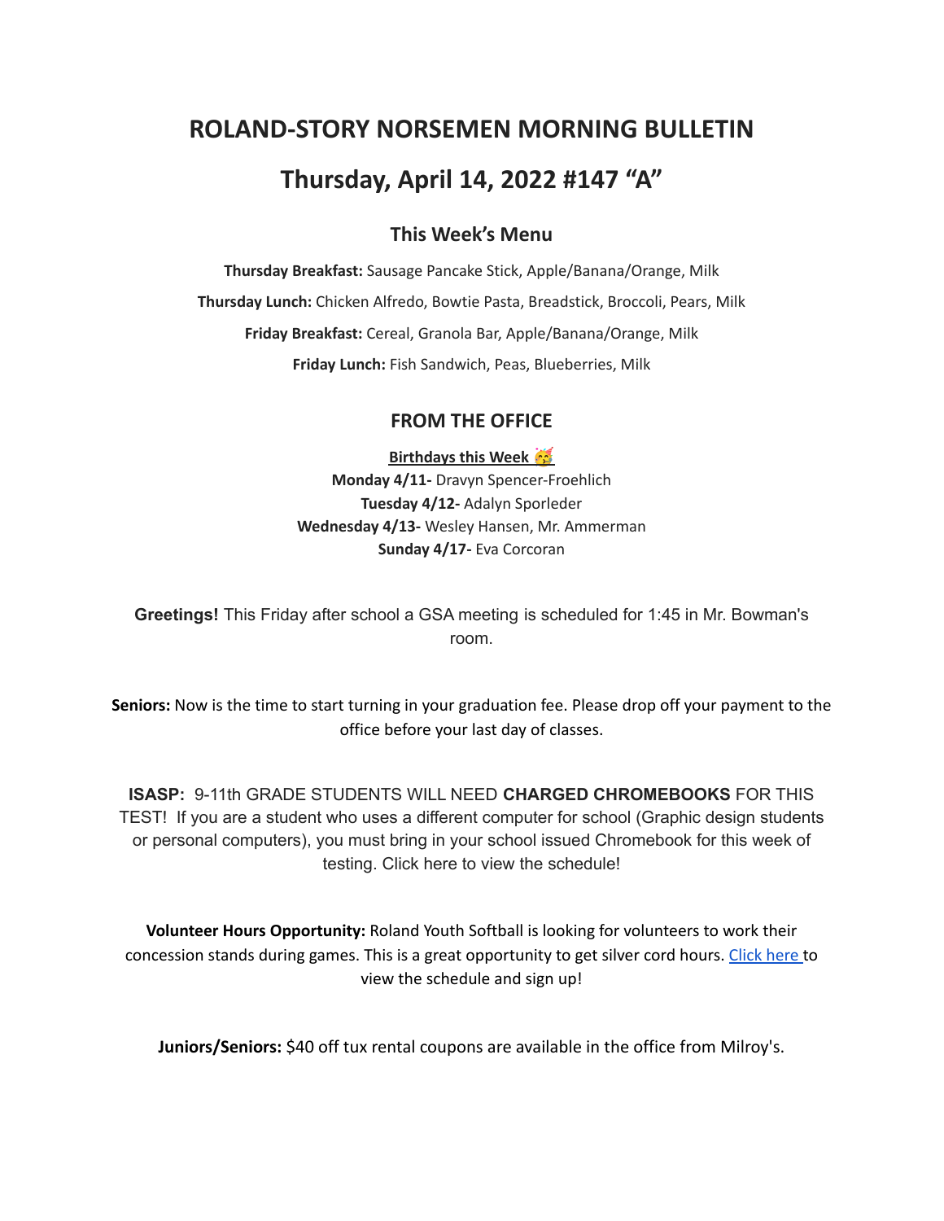# ROLAND-STORY NORSEMEN MORNING BULLETIN

# Thursday, April 14, 2022 #147 "A"

## This Week's Menu

**Thursday Breakfast:** Sausage Pancake Stick, Apple/Banana/Orange, Milk

**Thursday Lunch:** Chicken Alfredo, Bowtie Pasta, Breadstick, Broccoli, Pears, Milk

**Friday Breakfast:** Cereal, Granola Bar, Apple/Banana/Orange, Milk

**Friday Lunch:** Fish Sandwich, Peas, Blueberries, Milk

## FROM THE OFFICE

**Birthdays this Week 🥳**

**Monday 4/11-** Dravyn Spencer-Froehlich
**Tuesday 4/12-** Adalyn Sporleder
**Wednesday 4/13-** Wesley Hansen, Mr. Ammerman
**Sunday 4/17-** Eva Corcoran

**Greetings!** This Friday after school a GSA meeting is scheduled for 1:45 in Mr. Bowman's room.

**Seniors:** Now is the time to start turning in your graduation fee. Please drop off your payment to the office before your last day of classes.

**ISASP:** 9-11th GRADE STUDENTS WILL NEED **CHARGED CHROMEBOOKS** FOR THIS TEST! If you are a student who uses a different computer for school (Graphic design students or personal computers), you must bring in your school issued Chromebook for this week of testing. Click here to view the schedule!

**Volunteer Hours Opportunity:** Roland Youth Softball is looking for volunteers to work their concession stands during games. This is a great opportunity to get silver cord hours. Click here to view the schedule and sign up!

**Juniors/Seniors:** $40 off tux rental coupons are available in the office from Milroy's.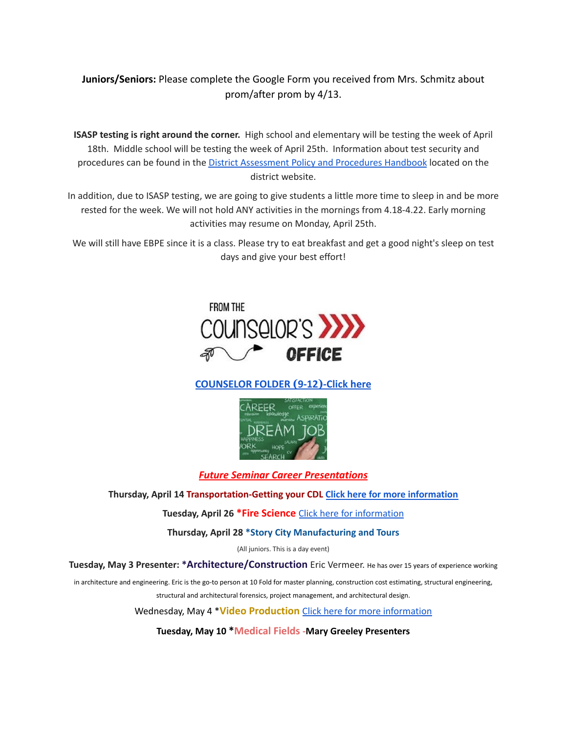**Juniors/Seniors:** Please complete the Google Form you received from Mrs. Schmitz about prom/after prom by 4/13.

**ISASP testing is right around the corner.** High school and elementary will be testing the week of April 18th. Middle school will be testing the week of April 25th. Information about test security and procedures can be found in the [District Assessment Policy and Procedures Handbook]() located on the district website.

In addition, due to ISASP testing, we are going to give students a little more time to sleep in and be more rested for the week. We will not hold ANY activities in the mornings from 4.18-4.22. Early morning activities may resume on Monday, April 25th.

We will still have EBPE since it is a class. Please try to eat breakfast and get a good night's sleep on test days and give your best effort!

## FROM THE COUNSELOR'S OFFICE

**[COUNSELOR FOLDER (9-12)-Click here]()**

***Future Seminar Career Presentations***

**Thursday, April 14 Transportation-Getting your CDL [Click here for more information]()**

**Tuesday, April 26 *Fire Science** [Click here for information]()

**Thursday, April 28 *Story City Manufacturing and Tours**

(All juniors. This is a day event)

**Tuesday, May 3 Presenter: *Architecture/Construction** Eric Vermeer. He has over 15 years of experience working in architecture and engineering. Eric is the go-to person at 10 Fold for master planning, construction cost estimating, structural engineering, structural and architectural forensics, project management, and architectural design.

Wednesday, May 4 ***Video Production** [Click here for more information]()

**Tuesday, May 10 *Medical Fields -Mary Greeley Presenters**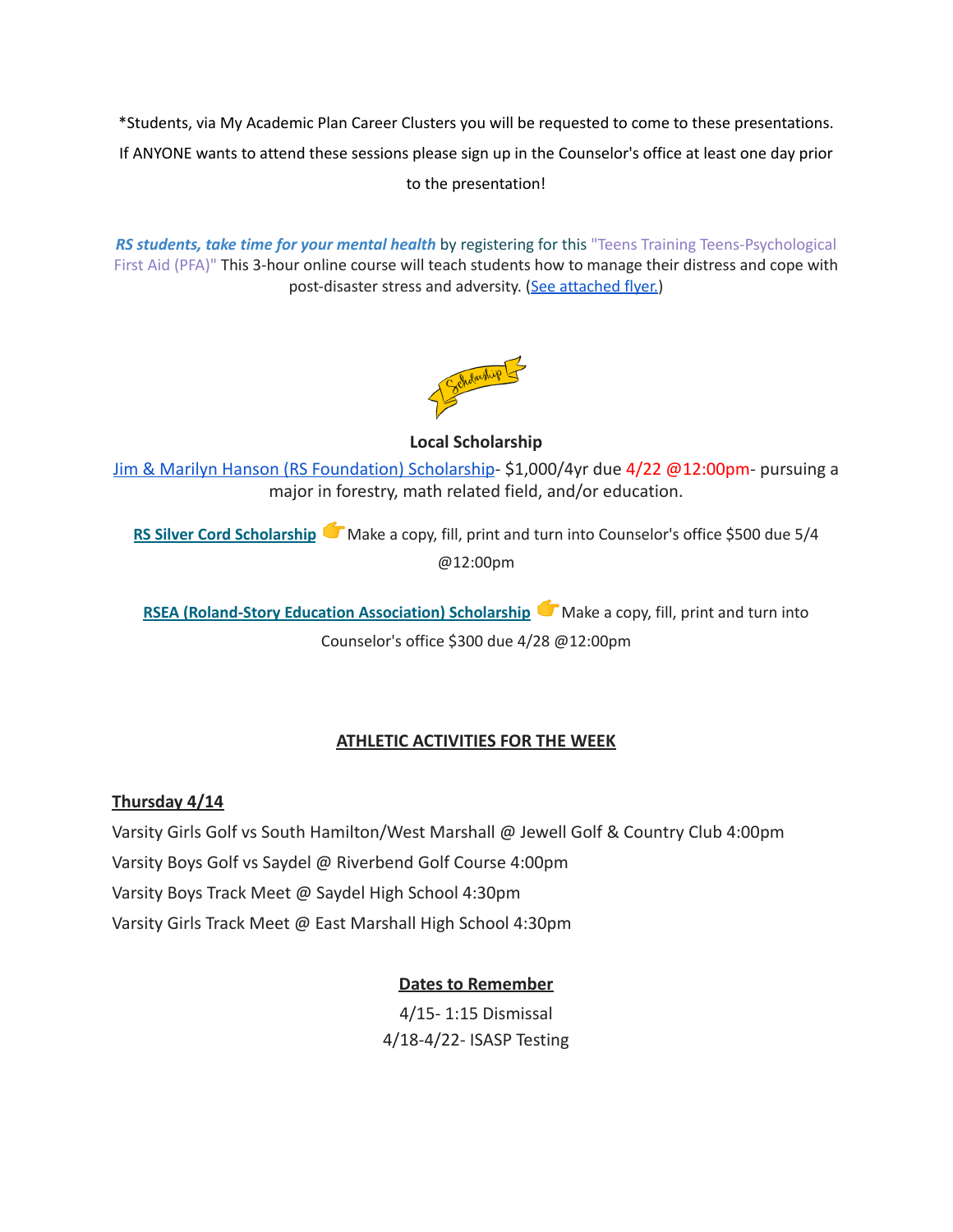*Students, via My Academic Plan Career Clusters you will be requested to come to these presentations. If ANYONE wants to attend these sessions please sign up in the Counselor's office at least one day prior to the presentation!

***RS students, take time for your mental health*** by registering for this "Teens Training Teens-Psychological First Aid (PFA)" This 3-hour online course will teach students how to manage their distress and cope with post-disaster stress and adversity. (See attached flyer.)

**Local Scholarship**

Jim & Marilyn Hanson (RS Foundation) Scholarship- $1,000/4yr due 4/22 @12:00pm- pursuing a major in forestry, math related field, and/or education.

**RS Silver Cord Scholarship** 👉 Make a copy, fill, print and turn into Counselor's office $500 due 5/4 @12:00pm

**RSEA (Roland-Story Education Association) Scholarship** 👉 Make a copy, fill, print and turn into Counselor's office $300 due 4/28 @12:00pm

## ATHLETIC ACTIVITIES FOR THE WEEK

**Thursday 4/14**

Varsity Girls Golf vs South Hamilton/West Marshall @ Jewell Golf & Country Club 4:00pm
Varsity Boys Golf vs Saydel @ Riverbend Golf Course 4:00pm
Varsity Boys Track Meet @ Saydel High School 4:30pm
Varsity Girls Track Meet @ East Marshall High School 4:30pm

**Dates to Remember**

4/15- 1:15 Dismissal
4/18-4/22- ISASP Testing